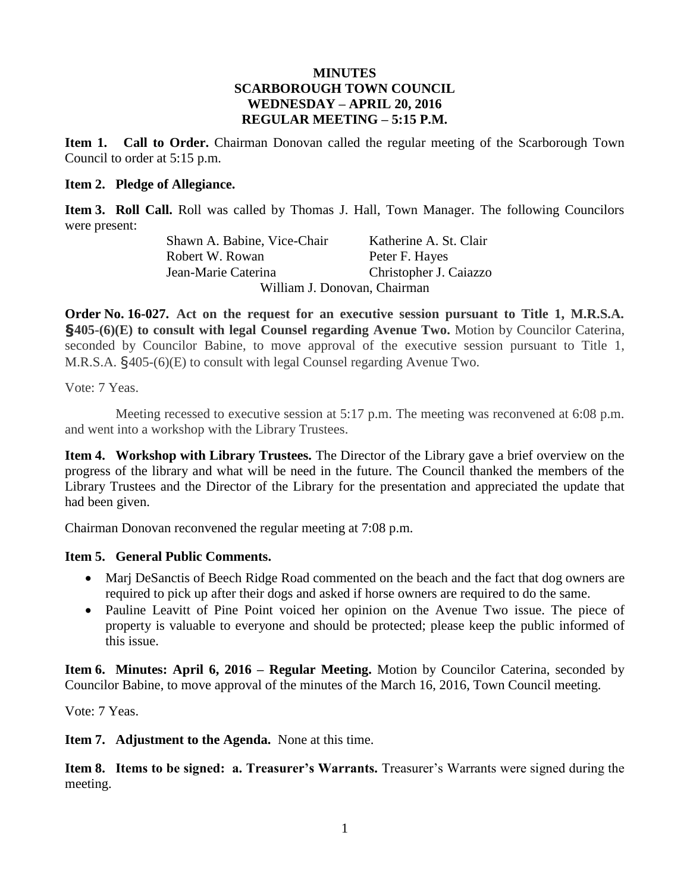# MINUTES
## SCARBOROUGH TOWN COUNCIL
## WEDNESDAY – APRIL 20, 2016
## REGULAR MEETING – 5:15 P.M.

**Item 1. Call to Order.** Chairman Donovan called the regular meeting of the Scarborough Town Council to order at 5:15 p.m.

**Item 2. Pledge of Allegiance.**

**Item 3. Roll Call.** Roll was called by Thomas J. Hall, Town Manager. The following Councilors were present:

Shawn A. Babine, Vice-Chair
Katherine A. St. Clair
Robert W. Rowan
Peter F. Hayes
Jean-Marie Caterina
Christopher J. Caiazzo
William J. Donovan, Chairman

**Order No. 16-027. Act on the request for an executive session pursuant to Title 1, M.R.S.A. §405-(6)(E) to consult with legal Counsel regarding Avenue Two.** Motion by Councilor Caterina, seconded by Councilor Babine, to move approval of the executive session pursuant to Title 1, M.R.S.A. §405-(6)(E) to consult with legal Counsel regarding Avenue Two.

Vote: 7 Yeas.

Meeting recessed to executive session at 5:17 p.m. The meeting was reconvened at 6:08 p.m. and went into a workshop with the Library Trustees.

**Item 4. Workshop with Library Trustees.** The Director of the Library gave a brief overview on the progress of the library and what will be need in the future. The Council thanked the members of the Library Trustees and the Director of the Library for the presentation and appreciated the update that had been given.

Chairman Donovan reconvened the regular meeting at 7:08 p.m.

**Item 5. General Public Comments.**

- Marj DeSanctis of Beech Ridge Road commented on the beach and the fact that dog owners are required to pick up after their dogs and asked if horse owners are required to do the same.
- Pauline Leavitt of Pine Point voiced her opinion on the Avenue Two issue. The piece of property is valuable to everyone and should be protected; please keep the public informed of this issue.

**Item 6. Minutes: April 6, 2016 – Regular Meeting.** Motion by Councilor Caterina, seconded by Councilor Babine, to move approval of the minutes of the March 16, 2016, Town Council meeting.

Vote: 7 Yeas.

**Item 7. Adjustment to the Agenda.** None at this time.

**Item 8. Items to be signed: a. Treasurer's Warrants.** Treasurer's Warrants were signed during the meeting.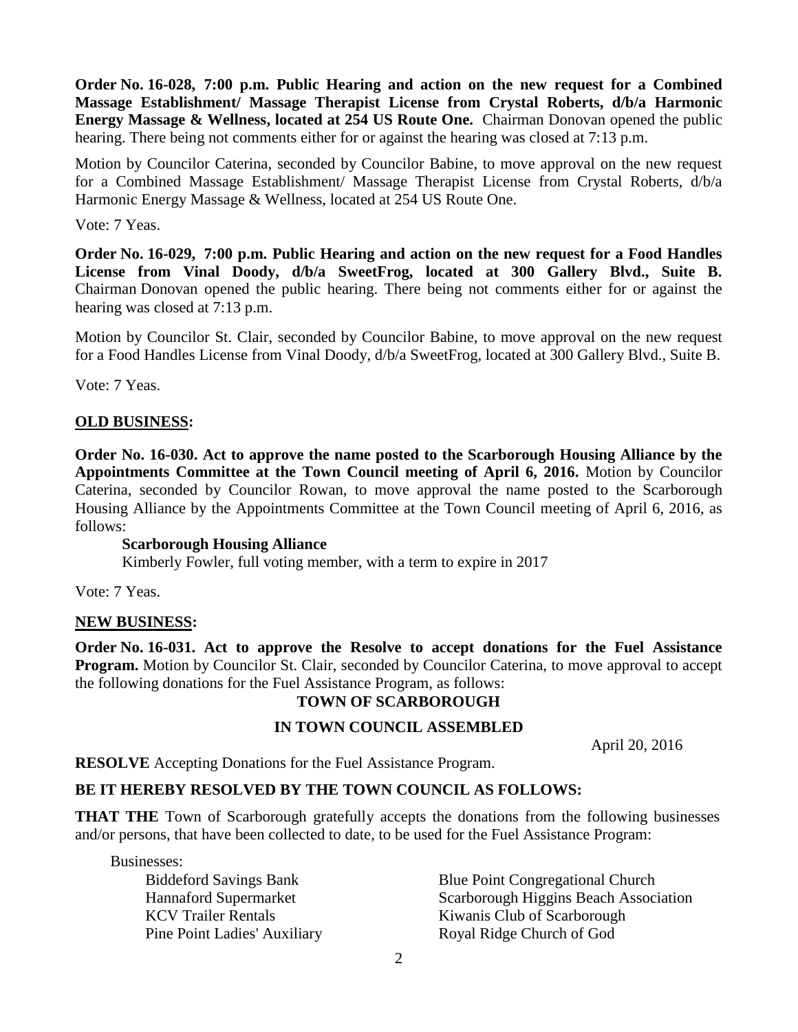**Order No. 16-028, 7:00 p.m. Public Hearing and action on the new request for a Combined Massage Establishment/ Massage Therapist License from Crystal Roberts, d/b/a Harmonic Energy Massage & Wellness, located at 254 US Route One.** Chairman Donovan opened the public hearing. There being not comments either for or against the hearing was closed at 7:13 p.m.

Motion by Councilor Caterina, seconded by Councilor Babine, to move approval on the new request for a Combined Massage Establishment/ Massage Therapist License from Crystal Roberts, d/b/a Harmonic Energy Massage & Wellness, located at 254 US Route One.

Vote: 7 Yeas.

**Order No. 16-029, 7:00 p.m. Public Hearing and action on the new request for a Food Handles License from Vinal Doody, d/b/a SweetFrog, located at 300 Gallery Blvd., Suite B.** Chairman Donovan opened the public hearing. There being not comments either for or against the hearing was closed at 7:13 p.m.

Motion by Councilor St. Clair, seconded by Councilor Babine, to move approval on the new request for a Food Handles License from Vinal Doody, d/b/a SweetFrog, located at 300 Gallery Blvd., Suite B.

Vote: 7 Yeas.

**OLD BUSINESS:**

**Order No. 16-030. Act to approve the name posted to the Scarborough Housing Alliance by the Appointments Committee at the Town Council meeting of April 6, 2016.** Motion by Councilor Caterina, seconded by Councilor Rowan, to move approval the name posted to the Scarborough Housing Alliance by the Appointments Committee at the Town Council meeting of April 6, 2016, as follows:

**Scarborough Housing Alliance**
Kimberly Fowler, full voting member, with a term to expire in 2017

Vote: 7 Yeas.

**NEW BUSINESS:**

**Order No. 16-031. Act to approve the Resolve to accept donations for the Fuel Assistance Program.** Motion by Councilor St. Clair, seconded by Councilor Caterina, to move approval to accept the following donations for the Fuel Assistance Program, as follows:

**TOWN OF SCARBOROUGH**

**IN TOWN COUNCIL ASSEMBLED**

April 20, 2016

**RESOLVE** Accepting Donations for the Fuel Assistance Program.

**BE IT HEREBY RESOLVED BY THE TOWN COUNCIL AS FOLLOWS:**

**THAT THE** Town of Scarborough gratefully accepts the donations from the following businesses and/or persons, that have been collected to date, to be used for the Fuel Assistance Program:

Businesses:

- Biddeford Savings Bank
- Blue Point Congregational Church
- Hannaford Supermarket
- Scarborough Higgins Beach Association
- KCV Trailer Rentals
- Kiwanis Club of Scarborough
- Pine Point Ladies' Auxiliary
- Royal Ridge Church of God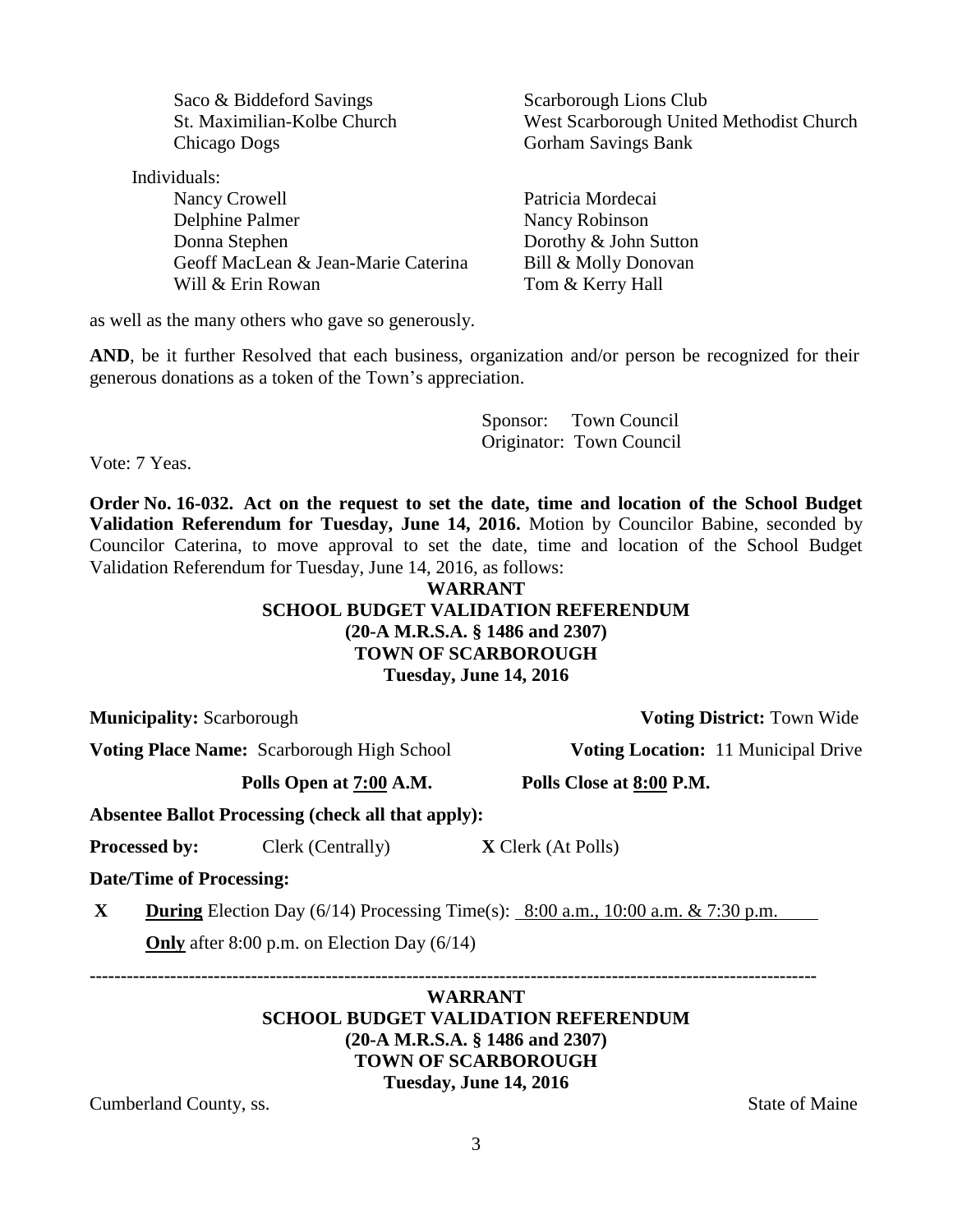Saco & Biddeford Savings
St. Maximilian-Kolbe Church
Chicago Dogs
Scarborough Lions Club
West Scarborough United Methodist Church
Gorham Savings Bank

Individuals:

Nancy Crowell
Delphine Palmer
Donna Stephen
Geoff MacLean & Jean-Marie Caterina
Will & Erin Rowan
Patricia Mordecai
Nancy Robinson
Dorothy & John Sutton
Bill & Molly Donovan
Tom & Kerry Hall

as well as the many others who gave so generously.

**AND**, be it further Resolved that each business, organization and/or person be recognized for their generous donations as a token of the Town's appreciation.

Sponsor: Town Council
Originator: Town Council

Vote: 7 Yeas.

**Order No. 16-032. Act on the request to set the date, time and location of the School Budget Validation Referendum for Tuesday, June 14, 2016.** Motion by Councilor Babine, seconded by Councilor Caterina, to move approval to set the date, time and location of the School Budget Validation Referendum for Tuesday, June 14, 2016, as follows:

**WARRANT**
**SCHOOL BUDGET VALIDATION REFERENDUM**
**(20-A M.R.S.A. § 1486 and 2307)**
**TOWN OF SCARBOROUGH**
**Tuesday, June 14, 2016**

**Municipality:** Scarborough **Voting District:** Town Wide

**Voting Place Name:** Scarborough High School **Voting Location:** 11 Municipal Drive

**Polls Open at 7:00 A.M.** **Polls Close at 8:00 P.M.**

**Absentee Ballot Processing (check all that apply):**

**Processed by:** Clerk (Centrally) **X** Clerk (At Polls)

**Date/Time of Processing:**

**X** **During** Election Day (6/14) Processing Time(s): 8:00 a.m., 10:00 a.m. & 7:30 p.m.

**Only** after 8:00 p.m. on Election Day (6/14)

---

**WARRANT**
**SCHOOL BUDGET VALIDATION REFERENDUM**
**(20-A M.R.S.A. § 1486 and 2307)**
**TOWN OF SCARBOROUGH**
**Tuesday, June 14, 2016**

Cumberland County, ss. State of Maine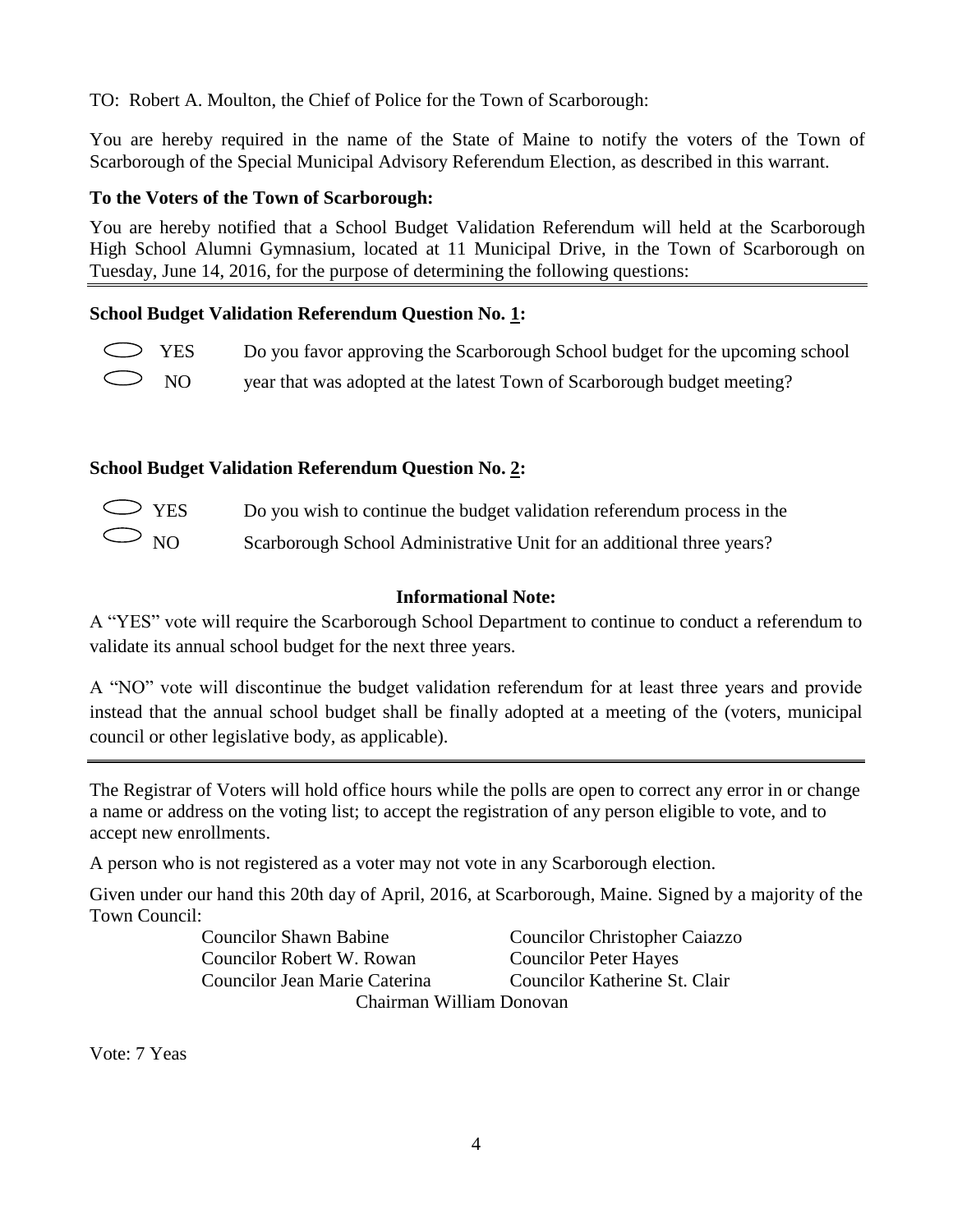TO: Robert A. Moulton, the Chief of Police for the Town of Scarborough:

You are hereby required in the name of the State of Maine to notify the voters of the Town of Scarborough of the Special Municipal Advisory Referendum Election, as described in this warrant.

**To the Voters of the Town of Scarborough:**

You are hereby notified that a School Budget Validation Referendum will held at the Scarborough High School Alumni Gymnasium, located at 11 Municipal Drive, in the Town of Scarborough on Tuesday, June 14, 2016, for the purpose of determining the following questions:

---

**School Budget Validation Referendum Question No. 1:**

⬭ YES ⬭ NO

Do you favor approving the Scarborough School budget for the upcoming school year that was adopted at the latest Town of Scarborough budget meeting?

**School Budget Validation Referendum Question No. 2:**

⬭ YES ⬭ NO

Do you wish to continue the budget validation referendum process in the Scarborough School Administrative Unit for an additional three years?

**Informational Note:**

A "YES" vote will require the Scarborough School Department to continue to conduct a referendum to validate its annual school budget for the next three years.

A "NO" vote will discontinue the budget validation referendum for at least three years and provide instead that the annual school budget shall be finally adopted at a meeting of the (voters, municipal council or other legislative body, as applicable).

---

The Registrar of Voters will hold office hours while the polls are open to correct any error in or change a name or address on the voting list; to accept the registration of any person eligible to vote, and to accept new enrollments.

A person who is not registered as a voter may not vote in any Scarborough election.

Given under our hand this 20th day of April, 2016, at Scarborough, Maine. Signed by a majority of the Town Council:

Councilor Shawn Babine
Councilor Christopher Caiazzo
Councilor Robert W. Rowan
Councilor Peter Hayes
Councilor Jean Marie Caterina
Councilor Katherine St. Clair
Chairman William Donovan

Vote: 7 Yeas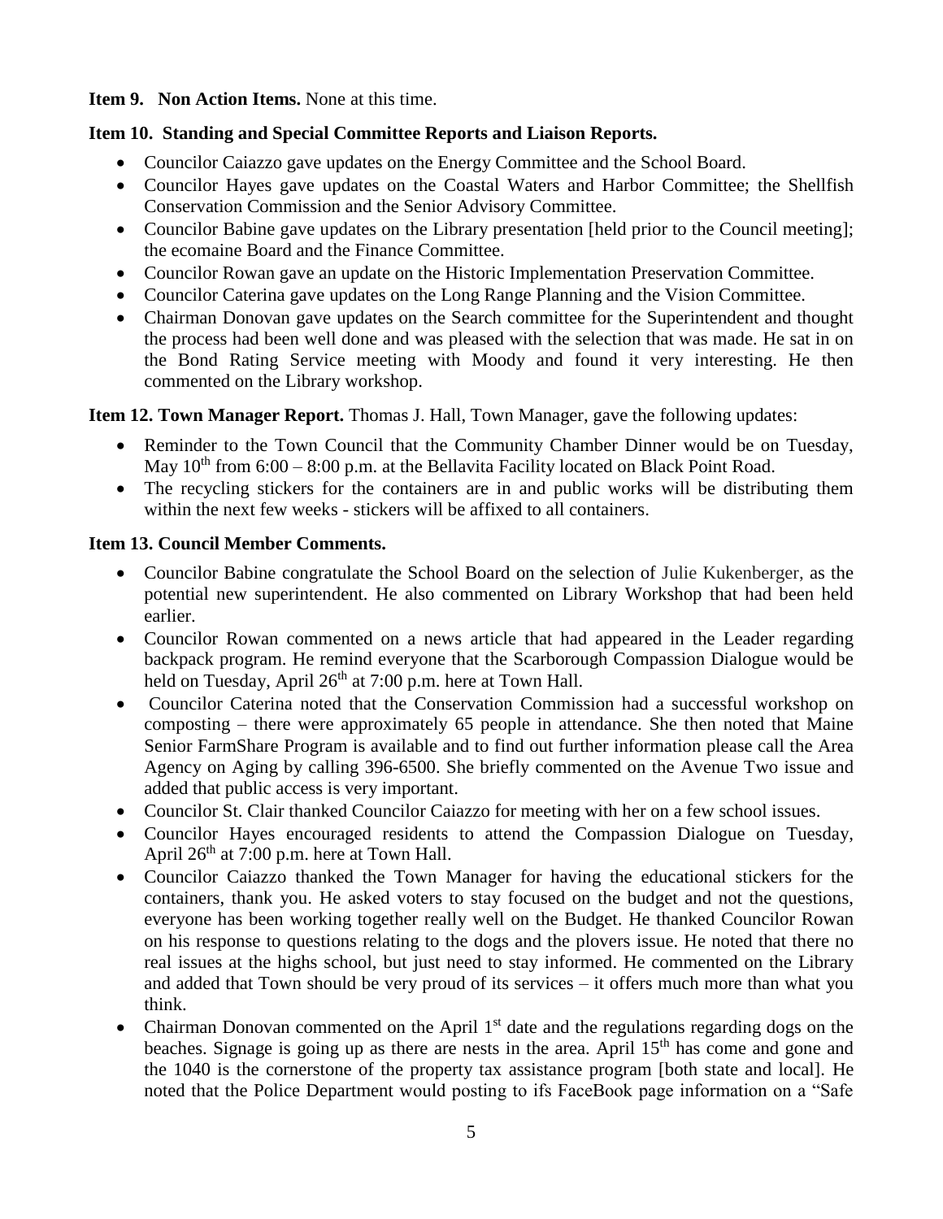**Item 9. Non Action Items.** None at this time.

**Item 10. Standing and Special Committee Reports and Liaison Reports.**

- Councilor Caiazzo gave updates on the Energy Committee and the School Board.
- Councilor Hayes gave updates on the Coastal Waters and Harbor Committee; the Shellfish Conservation Commission and the Senior Advisory Committee.
- Councilor Babine gave updates on the Library presentation [held prior to the Council meeting]; the ecomaine Board and the Finance Committee.
- Councilor Rowan gave an update on the Historic Implementation Preservation Committee.
- Councilor Caterina gave updates on the Long Range Planning and the Vision Committee.
- Chairman Donovan gave updates on the Search committee for the Superintendent and thought the process had been well done and was pleased with the selection that was made. He sat in on the Bond Rating Service meeting with Moody and found it very interesting. He then commented on the Library workshop.

**Item 12. Town Manager Report.** Thomas J. Hall, Town Manager, gave the following updates:

- Reminder to the Town Council that the Community Chamber Dinner would be on Tuesday, May 10th from 6:00 – 8:00 p.m. at the Bellavita Facility located on Black Point Road.
- The recycling stickers for the containers are in and public works will be distributing them within the next few weeks - stickers will be affixed to all containers.

**Item 13. Council Member Comments.**

- Councilor Babine congratulate the School Board on the selection of Julie Kukenberger, as the potential new superintendent. He also commented on Library Workshop that had been held earlier.
- Councilor Rowan commented on a news article that had appeared in the Leader regarding backpack program. He remind everyone that the Scarborough Compassion Dialogue would be held on Tuesday, April 26th at 7:00 p.m. here at Town Hall.
- Councilor Caterina noted that the Conservation Commission had a successful workshop on composting – there were approximately 65 people in attendance. She then noted that Maine Senior FarmShare Program is available and to find out further information please call the Area Agency on Aging by calling 396-6500. She briefly commented on the Avenue Two issue and added that public access is very important.
- Councilor St. Clair thanked Councilor Caiazzo for meeting with her on a few school issues.
- Councilor Hayes encouraged residents to attend the Compassion Dialogue on Tuesday, April 26th at 7:00 p.m. here at Town Hall.
- Councilor Caiazzo thanked the Town Manager for having the educational stickers for the containers, thank you. He asked voters to stay focused on the budget and not the questions, everyone has been working together really well on the Budget. He thanked Councilor Rowan on his response to questions relating to the dogs and the plovers issue. He noted that there no real issues at the highs school, but just need to stay informed. He commented on the Library and added that Town should be very proud of its services – it offers much more than what you think.
- Chairman Donovan commented on the April 1st date and the regulations regarding dogs on the beaches. Signage is going up as there are nests in the area. April 15th has come and gone and the 1040 is the cornerstone of the property tax assistance program [both state and local]. He noted that the Police Department would posting to ifs FaceBook page information on a "Safe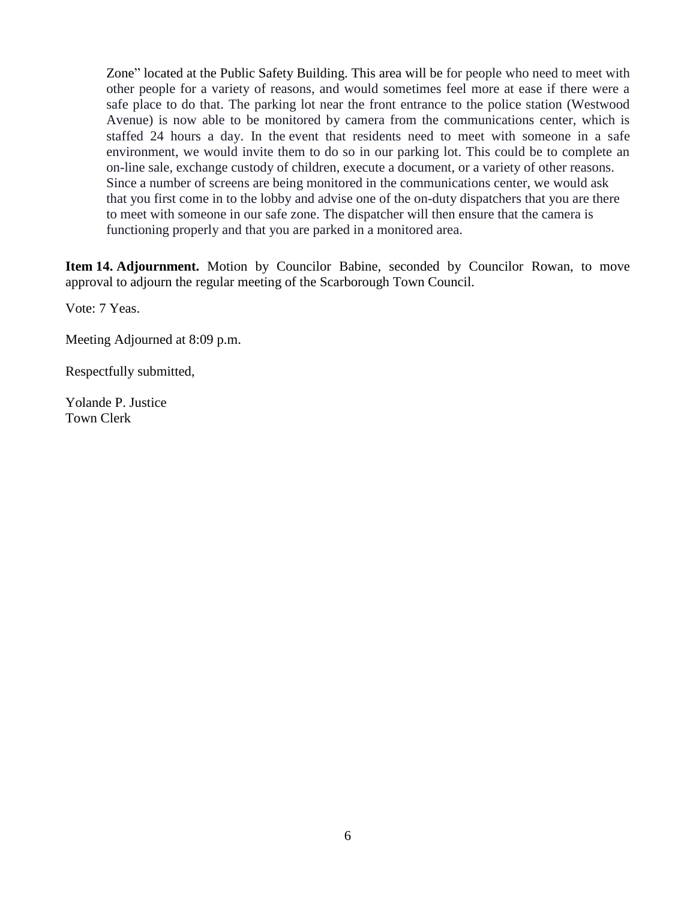Zone" located at the Public Safety Building. This area will be for people who need to meet with other people for a variety of reasons, and would sometimes feel more at ease if there were a safe place to do that. The parking lot near the front entrance to the police station (Westwood Avenue) is now able to be monitored by camera from the communications center, which is staffed 24 hours a day. In the event that residents need to meet with someone in a safe environment, we would invite them to do so in our parking lot. This could be to complete an on-line sale, exchange custody of children, execute a document, or a variety of other reasons. Since a number of screens are being monitored in the communications center, we would ask that you first come in to the lobby and advise one of the on-duty dispatchers that you are there to meet with someone in our safe zone. The dispatcher will then ensure that the camera is functioning properly and that you are parked in a monitored area.

**Item 14. Adjournment.** Motion by Councilor Babine, seconded by Councilor Rowan, to move approval to adjourn the regular meeting of the Scarborough Town Council.

Vote: 7 Yeas.

Meeting Adjourned at 8:09 p.m.

Respectfully submitted,

Yolande P. Justice
Town Clerk